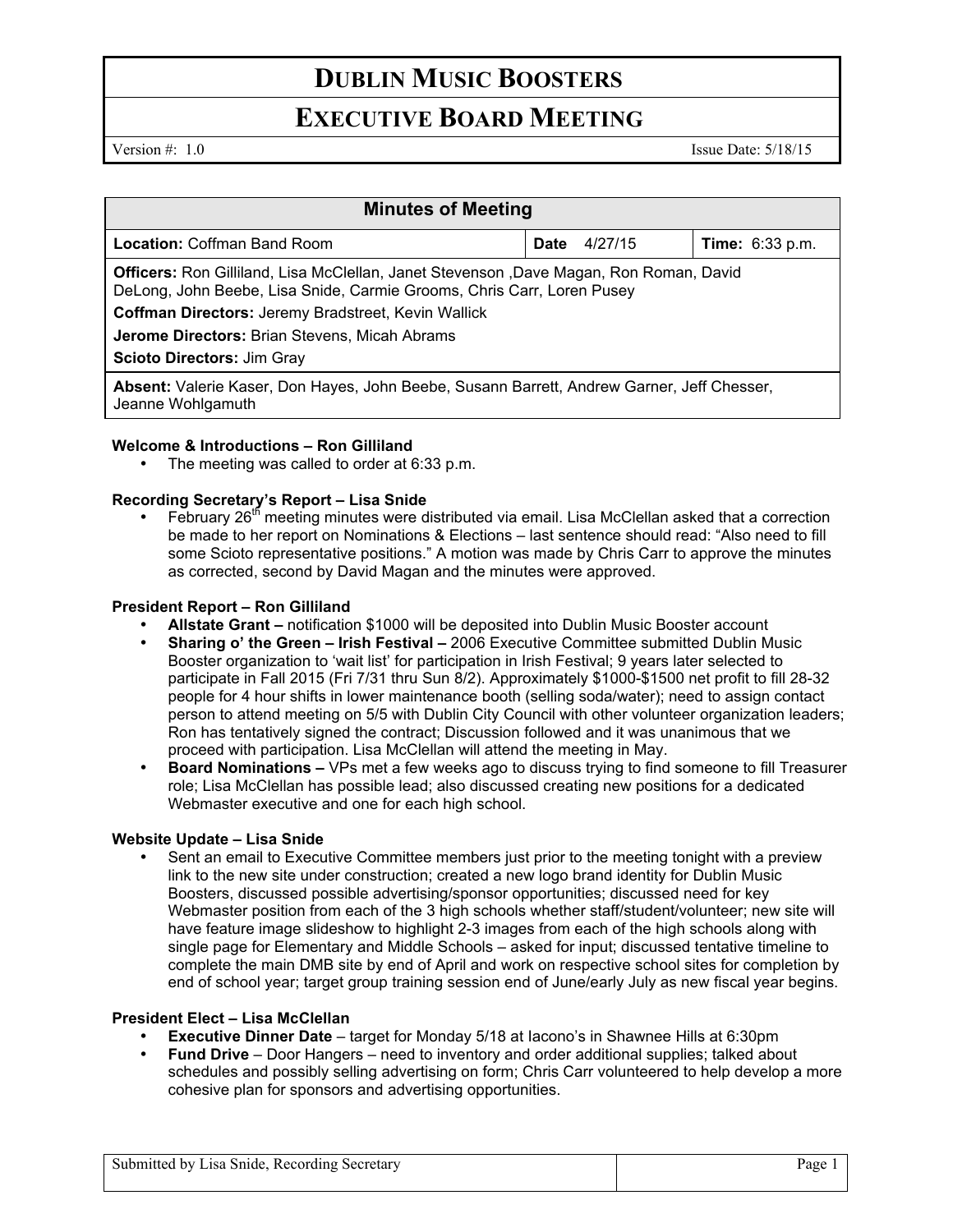# DUBLIN MUSIC BOOSTERS

## EXECUTIVE BOARD MEETING

Version #: 1.0 Issue Date: 5/18/15

| Minutes of Meeting | | |
|---|---|---|
| **Location:** Coffman Band Room | **Date** 4/27/15 | **Time:** 6:33 p.m. |
| **Officers:** Ron Gilliland, Lisa McClellan, Janet Stevenson ,Dave Magan, Ron Roman, David DeLong, John Beebe, Lisa Snide, Carmie Grooms, Chris Carr, Loren Pusey<br>**Coffman Directors:** Jeremy Bradstreet, Kevin Wallick<br>**Jerome Directors:** Brian Stevens, Micah Abrams<br>**Scioto Directors:** Jim Gray | | |
| **Absent:** Valerie Kaser, Don Hayes, John Beebe, Susann Barrett, Andrew Garner, Jeff Chesser, Jeanne Wohlgamuth | | |

**Welcome & Introductions – Ron Gilliland**

- The meeting was called to order at 6:33 p.m.

**Recording Secretary's Report – Lisa Snide**

- February 26th meeting minutes were distributed via email. Lisa McClellan asked that a correction be made to her report on Nominations & Elections – last sentence should read: "Also need to fill some Scioto representative positions." A motion was made by Chris Carr to approve the minutes as corrected, second by David Magan and the minutes were approved.

**President Report – Ron Gilliland**

- **Allstate Grant –** notification $1000 will be deposited into Dublin Music Booster account
- **Sharing o' the Green – Irish Festival –** 2006 Executive Committee submitted Dublin Music Booster organization to 'wait list' for participation in Irish Festival; 9 years later selected to participate in Fall 2015 (Fri 7/31 thru Sun 8/2). Approximately $1000-$1500 net profit to fill 28-32 people for 4 hour shifts in lower maintenance booth (selling soda/water); need to assign contact person to attend meeting on 5/5 with Dublin City Council with other volunteer organization leaders; Ron has tentatively signed the contract; Discussion followed and it was unanimous that we proceed with participation. Lisa McClellan will attend the meeting in May.
- **Board Nominations –** VPs met a few weeks ago to discuss trying to find someone to fill Treasurer role; Lisa McClellan has possible lead; also discussed creating new positions for a dedicated Webmaster executive and one for each high school.

**Website Update – Lisa Snide**

- Sent an email to Executive Committee members just prior to the meeting tonight with a preview link to the new site under construction; created a new logo brand identity for Dublin Music Boosters, discussed possible advertising/sponsor opportunities; discussed need for key Webmaster position from each of the 3 high schools whether staff/student/volunteer; new site will have feature image slideshow to highlight 2-3 images from each of the high schools along with single page for Elementary and Middle Schools – asked for input; discussed tentative timeline to complete the main DMB site by end of April and work on respective school sites for completion by end of school year; target group training session end of June/early July as new fiscal year begins.

**President Elect – Lisa McClellan**

- **Executive Dinner Date** – target for Monday 5/18 at Iacono's in Shawnee Hills at 6:30pm
- **Fund Drive** – Door Hangers – need to inventory and order additional supplies; talked about schedules and possibly selling advertising on form; Chris Carr volunteered to help develop a more cohesive plan for sponsors and advertising opportunities.

Submitted by Lisa Snide, Recording Secretary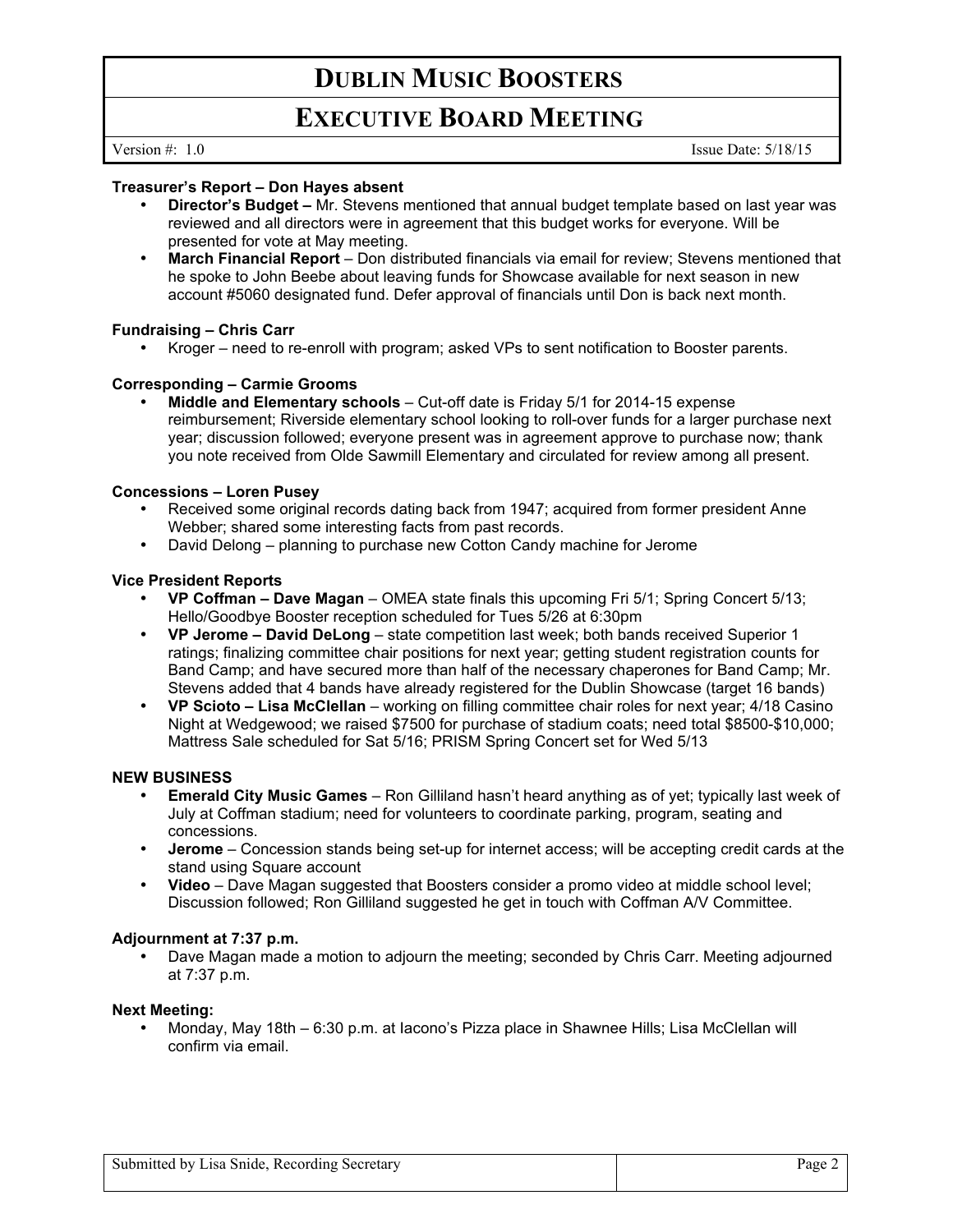# DUBLIN MUSIC BOOSTERS

## EXECUTIVE BOARD MEETING

Version #: 1.0 Issue Date: 5/18/15

**Treasurer's Report – Don Hayes absent**

- **Director's Budget –** Mr. Stevens mentioned that annual budget template based on last year was reviewed and all directors were in agreement that this budget works for everyone. Will be presented for vote at May meeting.
- **March Financial Report** – Don distributed financials via email for review; Stevens mentioned that he spoke to John Beebe about leaving funds for Showcase available for next season in new account #5060 designated fund. Defer approval of financials until Don is back next month.

**Fundraising – Chris Carr**

- Kroger – need to re-enroll with program; asked VPs to sent notification to Booster parents.

**Corresponding – Carmie Grooms**

- **Middle and Elementary schools** – Cut-off date is Friday 5/1 for 2014-15 expense reimbursement; Riverside elementary school looking to roll-over funds for a larger purchase next year; discussion followed; everyone present was in agreement approve to purchase now; thank you note received from Olde Sawmill Elementary and circulated for review among all present.

**Concessions – Loren Pusey**

- Received some original records dating back from 1947; acquired from former president Anne Webber; shared some interesting facts from past records.
- David Delong – planning to purchase new Cotton Candy machine for Jerome

**Vice President Reports**

- **VP Coffman – Dave Magan** – OMEA state finals this upcoming Fri 5/1; Spring Concert 5/13; Hello/Goodbye Booster reception scheduled for Tues 5/26 at 6:30pm
- **VP Jerome – David DeLong** – state competition last week; both bands received Superior 1 ratings; finalizing committee chair positions for next year; getting student registration counts for Band Camp; and have secured more than half of the necessary chaperones for Band Camp; Mr. Stevens added that 4 bands have already registered for the Dublin Showcase (target 16 bands)
- **VP Scioto – Lisa McClellan** – working on filling committee chair roles for next year; 4/18 Casino Night at Wedgewood; we raised $7500 for purchase of stadium coats; need total $8500-$10,000; Mattress Sale scheduled for Sat 5/16; PRISM Spring Concert set for Wed 5/13

**NEW BUSINESS**

- **Emerald City Music Games** – Ron Gilliland hasn't heard anything as of yet; typically last week of July at Coffman stadium; need for volunteers to coordinate parking, program, seating and concessions.
- **Jerome** – Concession stands being set-up for internet access; will be accepting credit cards at the stand using Square account
- **Video** – Dave Magan suggested that Boosters consider a promo video at middle school level; Discussion followed; Ron Gilliland suggested he get in touch with Coffman A/V Committee.

**Adjournment at 7:37 p.m.**

- Dave Magan made a motion to adjourn the meeting; seconded by Chris Carr. Meeting adjourned at 7:37 p.m.

**Next Meeting:**

- Monday, May 18th – 6:30 p.m. at Iacono's Pizza place in Shawnee Hills; Lisa McClellan will confirm via email.

Submitted by Lisa Snide, Recording Secretary